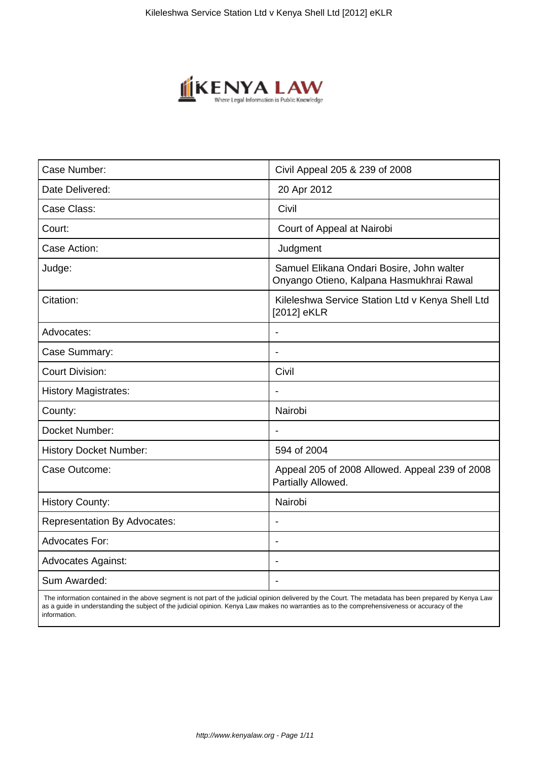| Case Number: | Civil Appeal 205 & 239 of 2008 |
| --- | --- |
| Date Delivered: | 20 Apr 2012 |
| Case Class: | Civil |
| Court: | Court of Appeal at Nairobi |
| Case Action: | Judgment |
| Judge: | Samuel Elikana Ondari Bosire, John walter Onyango Otieno, Kalpana Hasmukhrai Rawal |
| Citation: | Kileleshwa Service Station Ltd v Kenya Shell Ltd [2012] eKLR |
| Advocates: | - |
| Case Summary: | - |
| Court Division: | Civil |
| History Magistrates: | - |
| County: | Nairobi |
| Docket Number: | - |
| History Docket Number: | 594 of 2004 |
| Case Outcome: | Appeal 205 of 2008 Allowed. Appeal 239 of 2008 Partially Allowed. |
| History County: | Nairobi |
| Representation By Advocates: | - |
| Advocates For: | - |
| Advocates Against: | - |
| Sum Awarded: | - |

The information contained in the above segment is not part of the judicial opinion delivered by the Court. The metadata has been prepared by Kenya Law as a guide in understanding the subject of the judicial opinion. Kenya Law makes no warranties as to the comprehensiveness or accuracy of the information.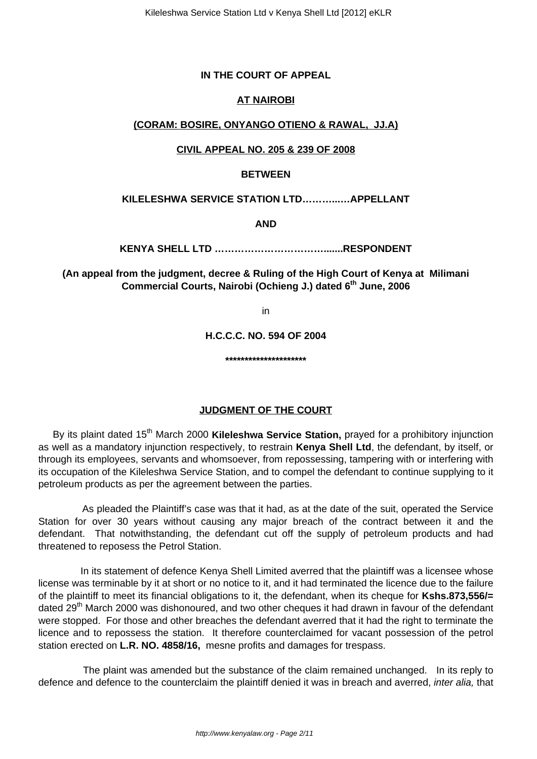**IN THE COURT OF APPEAL**

**AT NAIROBI**

**(CORAM: BOSIRE, ONYANGO OTIENO & RAWAL, JJ.A)**

**CIVIL APPEAL NO. 205 & 239 OF 2008**

**BETWEEN**

**KILELESHWA SERVICE STATION LTD…………..…APPELLANT**

**AND**

**KENYA SHELL LTD ………………………………......RESPONDENT**

**(An appeal from the judgment, decree & Ruling of the High Court of Kenya at Milimani Commercial Courts, Nairobi (Ochieng J.) dated 6th June, 2006**

in

**H.C.C.C. NO. 594 OF 2004**

**********************

**JUDGMENT OF THE COURT**

By its plaint dated 15th March 2000 **Kileleshwa Service Station,** prayed for a prohibitory injunction as well as a mandatory injunction respectively, to restrain **Kenya Shell Ltd**, the defendant, by itself, or through its employees, servants and whomsoever, from repossessing, tampering with or interfering with its occupation of the Kileleshwa Service Station, and to compel the defendant to continue supplying to it petroleum products as per the agreement between the parties.

As pleaded the Plaintiff's case was that it had, as at the date of the suit, operated the Service Station for over 30 years without causing any major breach of the contract between it and the defendant. That notwithstanding, the defendant cut off the supply of petroleum products and had threatened to reposess the Petrol Station.

In its statement of defence Kenya Shell Limited averred that the plaintiff was a licensee whose license was terminable by it at short or no notice to it, and it had terminated the licence due to the failure of the plaintiff to meet its financial obligations to it, the defendant, when its cheque for **Kshs.873,556/=** dated 29th March 2000 was dishonoured, and two other cheques it had drawn in favour of the defendant were stopped. For those and other breaches the defendant averred that it had the right to terminate the licence and to repossess the station. It therefore counterclaimed for vacant possession of the petrol station erected on **L.R. NO. 4858/16,** mesne profits and damages for trespass.

The plaint was amended but the substance of the claim remained unchanged. In its reply to defence and defence to the counterclaim the plaintiff denied it was in breach and averred, *inter alia,* that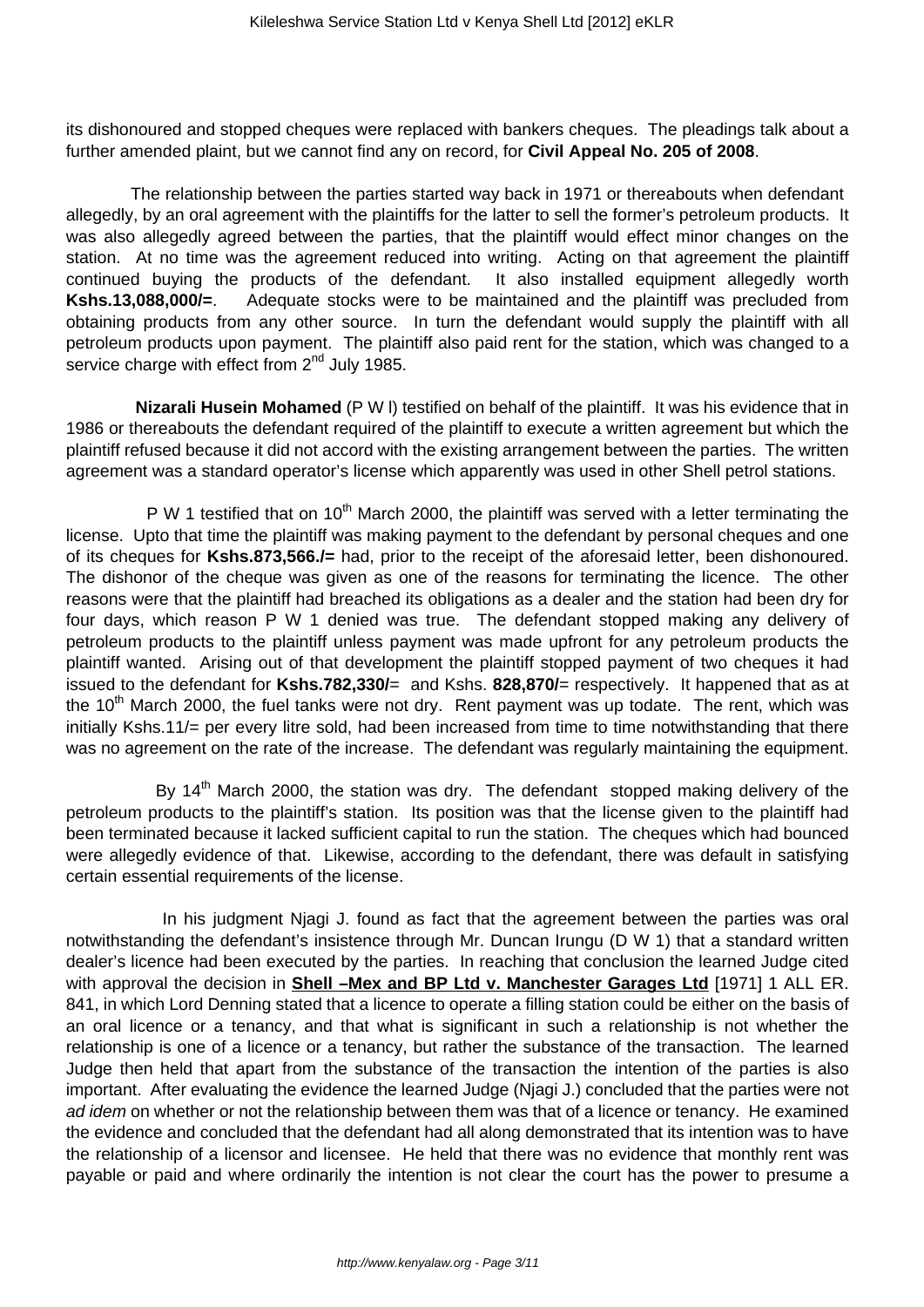its dishonoured and stopped cheques were replaced with bankers cheques. The pleadings talk about a further amended plaint, but we cannot find any on record, for **Civil Appeal No. 205 of 2008**.

The relationship between the parties started way back in 1971 or thereabouts when defendant allegedly, by an oral agreement with the plaintiffs for the latter to sell the former's petroleum products. It was also allegedly agreed between the parties, that the plaintiff would effect minor changes on the station. At no time was the agreement reduced into writing. Acting on that agreement the plaintiff continued buying the products of the defendant. It also installed equipment allegedly worth **Kshs.13,088,000/=**. Adequate stocks were to be maintained and the plaintiff was precluded from obtaining products from any other source. In turn the defendant would supply the plaintiff with all petroleum products upon payment. The plaintiff also paid rent for the station, which was changed to a service charge with effect from 2nd July 1985.

**Nizarali Husein Mohamed** (P W l) testified on behalf of the plaintiff. It was his evidence that in 1986 or thereabouts the defendant required of the plaintiff to execute a written agreement but which the plaintiff refused because it did not accord with the existing arrangement between the parties. The written agreement was a standard operator's license which apparently was used in other Shell petrol stations.

P W 1 testified that on 10th March 2000, the plaintiff was served with a letter terminating the license. Upto that time the plaintiff was making payment to the defendant by personal cheques and one of its cheques for **Kshs.873,566./=** had, prior to the receipt of the aforesaid letter, been dishonoured. The dishonor of the cheque was given as one of the reasons for terminating the licence. The other reasons were that the plaintiff had breached its obligations as a dealer and the station had been dry for four days, which reason P W 1 denied was true. The defendant stopped making any delivery of petroleum products to the plaintiff unless payment was made upfront for any petroleum products the plaintiff wanted. Arising out of that development the plaintiff stopped payment of two cheques it had issued to the defendant for **Kshs.782,330/**= and Kshs. **828,870/**= respectively. It happened that as at the 10th March 2000, the fuel tanks were not dry. Rent payment was up todate. The rent, which was initially Kshs.11/= per every litre sold, had been increased from time to time notwithstanding that there was no agreement on the rate of the increase. The defendant was regularly maintaining the equipment.

By 14th March 2000, the station was dry. The defendant stopped making delivery of the petroleum products to the plaintiff's station. Its position was that the license given to the plaintiff had been terminated because it lacked sufficient capital to run the station. The cheques which had bounced were allegedly evidence of that. Likewise, according to the defendant, there was default in satisfying certain essential requirements of the license.

In his judgment Njagi J. found as fact that the agreement between the parties was oral notwithstanding the defendant's insistence through Mr. Duncan Irungu (D W 1) that a standard written dealer's licence had been executed by the parties. In reaching that conclusion the learned Judge cited with approval the decision in **Shell –Mex and BP Ltd v. Manchester Garages Ltd** [1971] 1 ALL ER. 841, in which Lord Denning stated that a licence to operate a filling station could be either on the basis of an oral licence or a tenancy, and that what is significant in such a relationship is not whether the relationship is one of a licence or a tenancy, but rather the substance of the transaction. The learned Judge then held that apart from the substance of the transaction the intention of the parties is also important. After evaluating the evidence the learned Judge (Njagi J.) concluded that the parties were not *ad idem* on whether or not the relationship between them was that of a licence or tenancy. He examined the evidence and concluded that the defendant had all along demonstrated that its intention was to have the relationship of a licensor and licensee. He held that there was no evidence that monthly rent was payable or paid and where ordinarily the intention is not clear the court has the power to presume a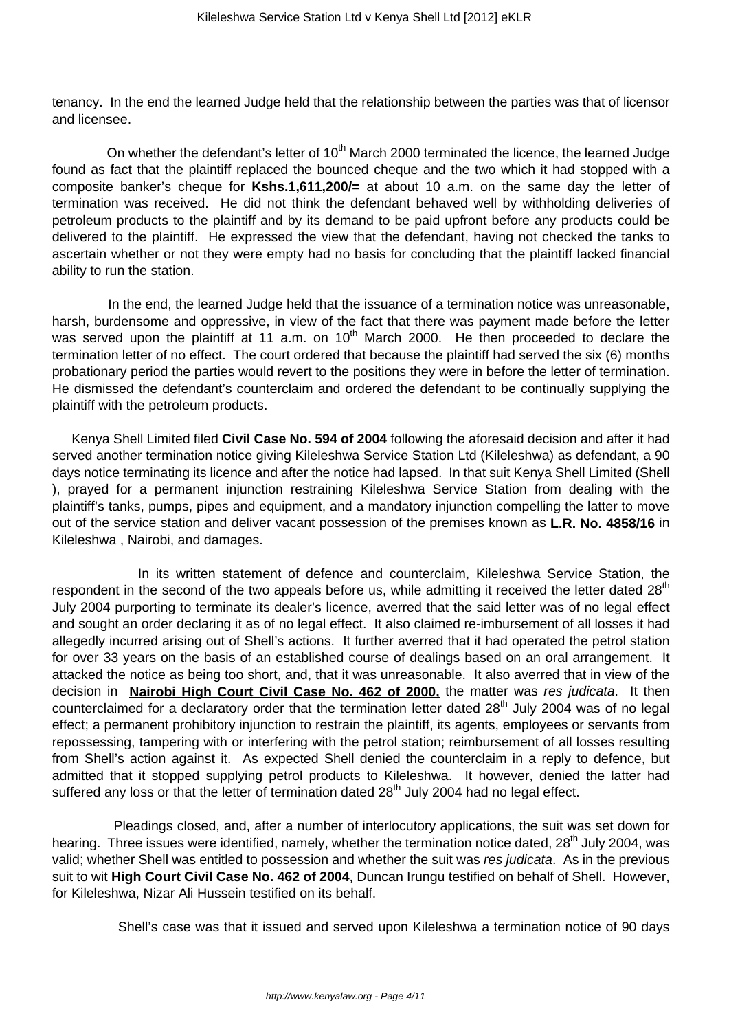tenancy. In the end the learned Judge held that the relationship between the parties was that of licensor and licensee.

On whether the defendant's letter of 10th March 2000 terminated the licence, the learned Judge found as fact that the plaintiff replaced the bounced cheque and the two which it had stopped with a composite banker's cheque for **Kshs.1,611,200/=** at about 10 a.m. on the same day the letter of termination was received. He did not think the defendant behaved well by withholding deliveries of petroleum products to the plaintiff and by its demand to be paid upfront before any products could be delivered to the plaintiff. He expressed the view that the defendant, having not checked the tanks to ascertain whether or not they were empty had no basis for concluding that the plaintiff lacked financial ability to run the station.

In the end, the learned Judge held that the issuance of a termination notice was unreasonable, harsh, burdensome and oppressive, in view of the fact that there was payment made before the letter was served upon the plaintiff at 11 a.m. on 10th March 2000. He then proceeded to declare the termination letter of no effect. The court ordered that because the plaintiff had served the six (6) months probationary period the parties would revert to the positions they were in before the letter of termination. He dismissed the defendant's counterclaim and ordered the defendant to be continually supplying the plaintiff with the petroleum products.

Kenya Shell Limited filed **Civil Case No. 594 of 2004** following the aforesaid decision and after it had served another termination notice giving Kileleshwa Service Station Ltd (Kileleshwa) as defendant, a 90 days notice terminating its licence and after the notice had lapsed. In that suit Kenya Shell Limited (Shell ), prayed for a permanent injunction restraining Kileleshwa Service Station from dealing with the plaintiff's tanks, pumps, pipes and equipment, and a mandatory injunction compelling the latter to move out of the service station and deliver vacant possession of the premises known as **L.R. No. 4858/16** in Kileleshwa , Nairobi, and damages.

In its written statement of defence and counterclaim, Kileleshwa Service Station, the respondent in the second of the two appeals before us, while admitting it received the letter dated 28th July 2004 purporting to terminate its dealer's licence, averred that the said letter was of no legal effect and sought an order declaring it as of no legal effect. It also claimed re-imbursement of all losses it had allegedly incurred arising out of Shell's actions. It further averred that it had operated the petrol station for over 33 years on the basis of an established course of dealings based on an oral arrangement. It attacked the notice as being too short, and, that it was unreasonable. It also averred that in view of the decision in **Nairobi High Court Civil Case No. 462 of 2000,** the matter was *res judicata*. It then counterclaimed for a declaratory order that the termination letter dated 28th July 2004 was of no legal effect; a permanent prohibitory injunction to restrain the plaintiff, its agents, employees or servants from repossessing, tampering with or interfering with the petrol station; reimbursement of all losses resulting from Shell's action against it. As expected Shell denied the counterclaim in a reply to defence, but admitted that it stopped supplying petrol products to Kileleshwa. It however, denied the latter had suffered any loss or that the letter of termination dated 28th July 2004 had no legal effect.

Pleadings closed, and, after a number of interlocutory applications, the suit was set down for hearing. Three issues were identified, namely, whether the termination notice dated, 28th July 2004, was valid; whether Shell was entitled to possession and whether the suit was *res judicata*. As in the previous suit to wit **High Court Civil Case No. 462 of 2004**, Duncan Irungu testified on behalf of Shell. However, for Kileleshwa, Nizar Ali Hussein testified on its behalf.

Shell's case was that it issued and served upon Kileleshwa a termination notice of 90 days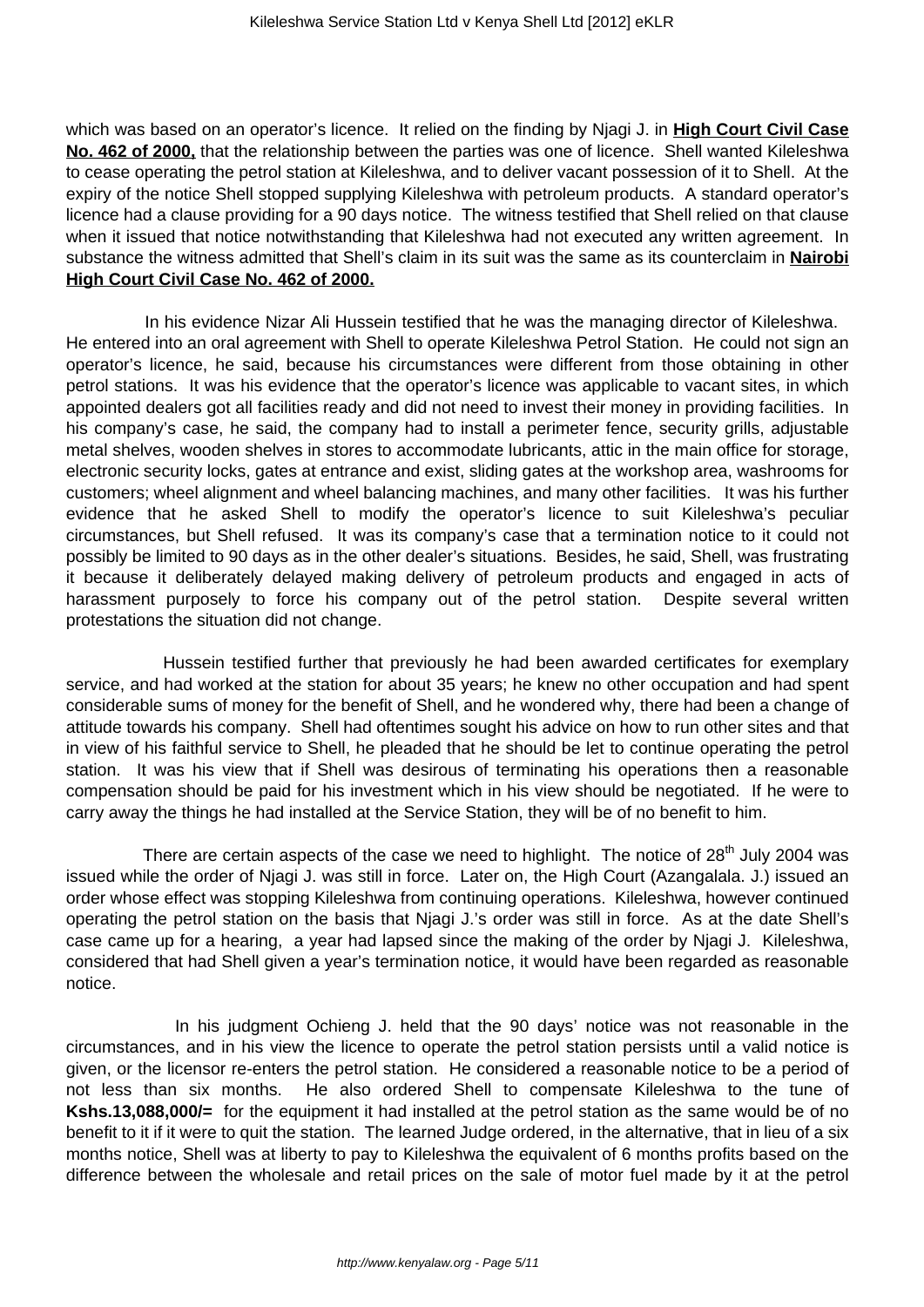which was based on an operator's licence. It relied on the finding by Njagi J. in **High Court Civil Case No. 462 of 2000,** that the relationship between the parties was one of licence. Shell wanted Kileleshwa to cease operating the petrol station at Kileleshwa, and to deliver vacant possession of it to Shell. At the expiry of the notice Shell stopped supplying Kileleshwa with petroleum products. A standard operator's licence had a clause providing for a 90 days notice. The witness testified that Shell relied on that clause when it issued that notice notwithstanding that Kileleshwa had not executed any written agreement. In substance the witness admitted that Shell's claim in its suit was the same as its counterclaim in **Nairobi High Court Civil Case No. 462 of 2000.**

In his evidence Nizar Ali Hussein testified that he was the managing director of Kileleshwa. He entered into an oral agreement with Shell to operate Kileleshwa Petrol Station. He could not sign an operator's licence, he said, because his circumstances were different from those obtaining in other petrol stations. It was his evidence that the operator's licence was applicable to vacant sites, in which appointed dealers got all facilities ready and did not need to invest their money in providing facilities. In his company's case, he said, the company had to install a perimeter fence, security grills, adjustable metal shelves, wooden shelves in stores to accommodate lubricants, attic in the main office for storage, electronic security locks, gates at entrance and exist, sliding gates at the workshop area, washrooms for customers; wheel alignment and wheel balancing machines, and many other facilities. It was his further evidence that he asked Shell to modify the operator's licence to suit Kileleshwa's peculiar circumstances, but Shell refused. It was its company's case that a termination notice to it could not possibly be limited to 90 days as in the other dealer's situations. Besides, he said, Shell, was frustrating it because it deliberately delayed making delivery of petroleum products and engaged in acts of harassment purposely to force his company out of the petrol station. Despite several written protestations the situation did not change.

Hussein testified further that previously he had been awarded certificates for exemplary service, and had worked at the station for about 35 years; he knew no other occupation and had spent considerable sums of money for the benefit of Shell, and he wondered why, there had been a change of attitude towards his company. Shell had oftentimes sought his advice on how to run other sites and that in view of his faithful service to Shell, he pleaded that he should be let to continue operating the petrol station. It was his view that if Shell was desirous of terminating his operations then a reasonable compensation should be paid for his investment which in his view should be negotiated. If he were to carry away the things he had installed at the Service Station, they will be of no benefit to him.

There are certain aspects of the case we need to highlight. The notice of 28th July 2004 was issued while the order of Njagi J. was still in force. Later on, the High Court (Azangalala. J.) issued an order whose effect was stopping Kileleshwa from continuing operations. Kileleshwa, however continued operating the petrol station on the basis that Njagi J.'s order was still in force. As at the date Shell's case came up for a hearing, a year had lapsed since the making of the order by Njagi J. Kileleshwa, considered that had Shell given a year's termination notice, it would have been regarded as reasonable notice.

In his judgment Ochieng J. held that the 90 days' notice was not reasonable in the circumstances, and in his view the licence to operate the petrol station persists until a valid notice is given, or the licensor re-enters the petrol station. He considered a reasonable notice to be a period of not less than six months. He also ordered Shell to compensate Kileleshwa to the tune of **Kshs.13,088,000/=** for the equipment it had installed at the petrol station as the same would be of no benefit to it if it were to quit the station. The learned Judge ordered, in the alternative, that in lieu of a six months notice, Shell was at liberty to pay to Kileleshwa the equivalent of 6 months profits based on the difference between the wholesale and retail prices on the sale of motor fuel made by it at the petrol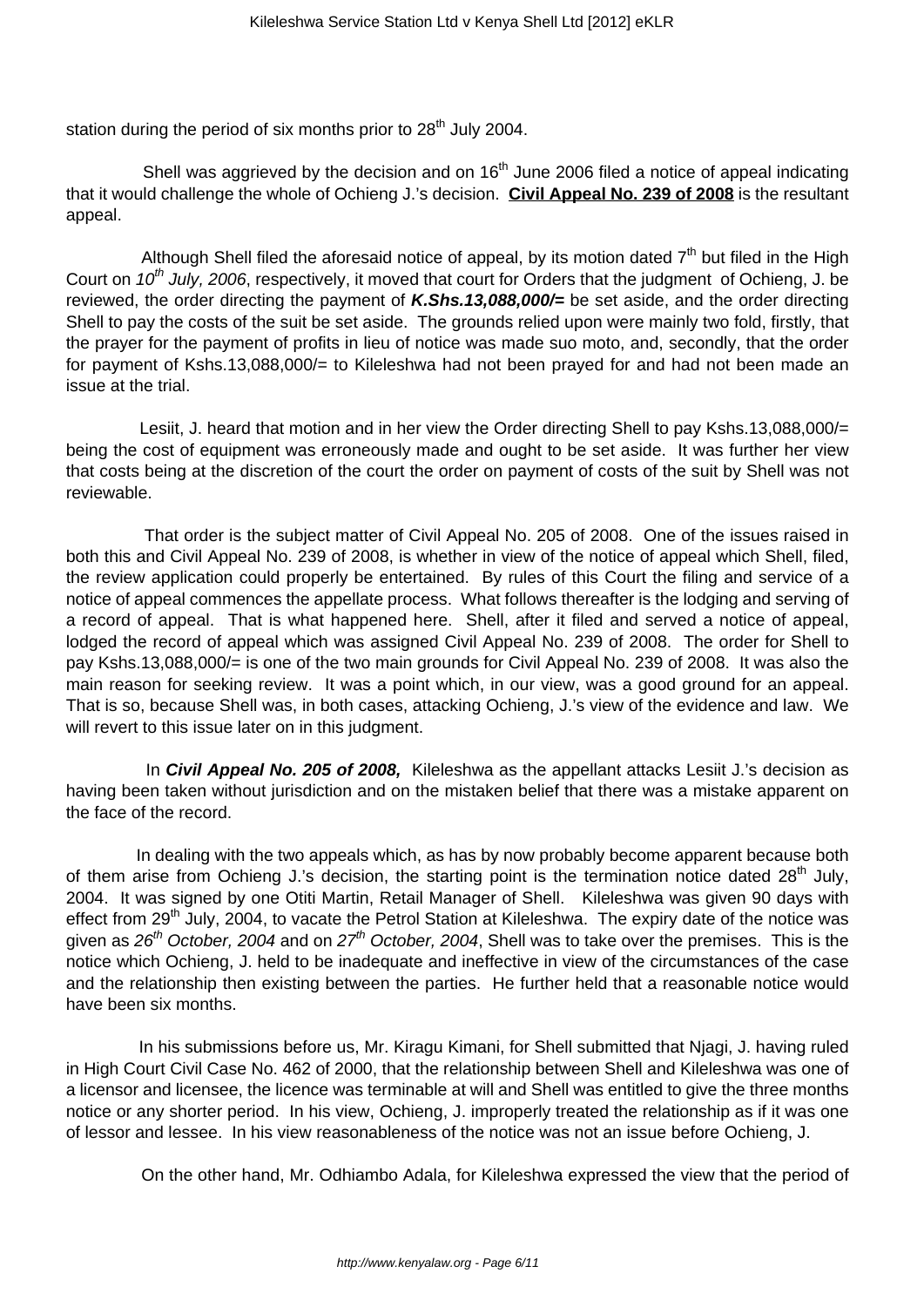station during the period of six months prior to 28th July 2004.

Shell was aggrieved by the decision and on 16th June 2006 filed a notice of appeal indicating that it would challenge the whole of Ochieng J.'s decision. **Civil Appeal No. 239 of 2008** is the resultant appeal.

Although Shell filed the aforesaid notice of appeal, by its motion dated 7th but filed in the High Court on *10th July, 2006*, respectively, it moved that court for Orders that the judgment of Ochieng, J. be reviewed, the order directing the payment of ***K.Shs.13,088,000/=*** be set aside, and the order directing Shell to pay the costs of the suit be set aside. The grounds relied upon were mainly two fold, firstly, that the prayer for the payment of profits in lieu of notice was made suo moto, and, secondly, that the order for payment of Kshs.13,088,000/= to Kileleshwa had not been prayed for and had not been made an issue at the trial.

Lesiit, J. heard that motion and in her view the Order directing Shell to pay Kshs.13,088,000/= being the cost of equipment was erroneously made and ought to be set aside. It was further her view that costs being at the discretion of the court the order on payment of costs of the suit by Shell was not reviewable.

That order is the subject matter of Civil Appeal No. 205 of 2008. One of the issues raised in both this and Civil Appeal No. 239 of 2008, is whether in view of the notice of appeal which Shell, filed, the review application could properly be entertained. By rules of this Court the filing and service of a notice of appeal commences the appellate process. What follows thereafter is the lodging and serving of a record of appeal. That is what happened here. Shell, after it filed and served a notice of appeal, lodged the record of appeal which was assigned Civil Appeal No. 239 of 2008. The order for Shell to pay Kshs.13,088,000/= is one of the two main grounds for Civil Appeal No. 239 of 2008. It was also the main reason for seeking review. It was a point which, in our view, was a good ground for an appeal. That is so, because Shell was, in both cases, attacking Ochieng, J.'s view of the evidence and law. We will revert to this issue later on in this judgment.

In ***Civil Appeal No. 205 of 2008,*** Kileleshwa as the appellant attacks Lesiit J.'s decision as having been taken without jurisdiction and on the mistaken belief that there was a mistake apparent on the face of the record.

In dealing with the two appeals which, as has by now probably become apparent because both of them arise from Ochieng J.'s decision, the starting point is the termination notice dated 28th July, 2004. It was signed by one Otiti Martin, Retail Manager of Shell. Kileleshwa was given 90 days with effect from 29th July, 2004, to vacate the Petrol Station at Kileleshwa. The expiry date of the notice was given as *26th October, 2004* and on *27th October, 2004*, Shell was to take over the premises. This is the notice which Ochieng, J. held to be inadequate and ineffective in view of the circumstances of the case and the relationship then existing between the parties. He further held that a reasonable notice would have been six months.

In his submissions before us, Mr. Kiragu Kimani, for Shell submitted that Njagi, J. having ruled in High Court Civil Case No. 462 of 2000, that the relationship between Shell and Kileleshwa was one of a licensor and licensee, the licence was terminable at will and Shell was entitled to give the three months notice or any shorter period. In his view, Ochieng, J. improperly treated the relationship as if it was one of lessor and lessee. In his view reasonableness of the notice was not an issue before Ochieng, J.

On the other hand, Mr. Odhiambo Adala, for Kileleshwa expressed the view that the period of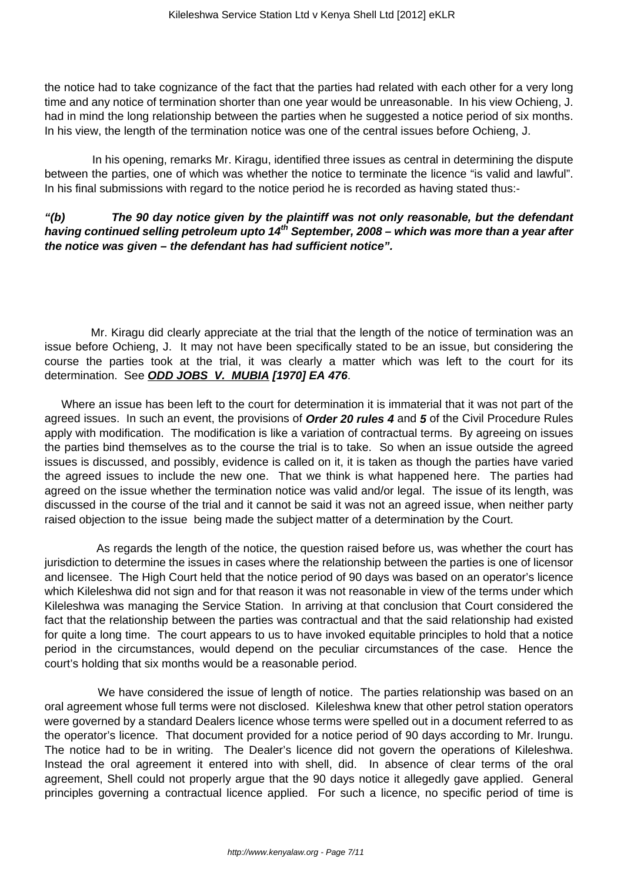the notice had to take cognizance of the fact that the parties had related with each other for a very long time and any notice of termination shorter than one year would be unreasonable. In his view Ochieng, J. had in mind the long relationship between the parties when he suggested a notice period of six months. In his view, the length of the termination notice was one of the central issues before Ochieng, J.

In his opening, remarks Mr. Kiragu, identified three issues as central in determining the dispute between the parties, one of which was whether the notice to terminate the licence "is valid and lawful". In his final submissions with regard to the notice period he is recorded as having stated thus:-

***"(b) The 90 day notice given by the plaintiff was not only reasonable, but the defendant having continued selling petroleum upto 14th September, 2008 – which was more than a year after the notice was given – the defendant has had sufficient notice".***

Mr. Kiragu did clearly appreciate at the trial that the length of the notice of termination was an issue before Ochieng, J. It may not have been specifically stated to be an issue, but considering the course the parties took at the trial, it was clearly a matter which was left to the court for its determination. See ***ODD JOBS V. MUBIA [1970] EA 476***.

Where an issue has been left to the court for determination it is immaterial that it was not part of the agreed issues. In such an event, the provisions of ***Order 20 rules 4*** and ***5*** of the Civil Procedure Rules apply with modification. The modification is like a variation of contractual terms. By agreeing on issues the parties bind themselves as to the course the trial is to take. So when an issue outside the agreed issues is discussed, and possibly, evidence is called on it, it is taken as though the parties have varied the agreed issues to include the new one. That we think is what happened here. The parties had agreed on the issue whether the termination notice was valid and/or legal. The issue of its length, was discussed in the course of the trial and it cannot be said it was not an agreed issue, when neither party raised objection to the issue being made the subject matter of a determination by the Court.

As regards the length of the notice, the question raised before us, was whether the court has jurisdiction to determine the issues in cases where the relationship between the parties is one of licensor and licensee. The High Court held that the notice period of 90 days was based on an operator's licence which Kileleshwa did not sign and for that reason it was not reasonable in view of the terms under which Kileleshwa was managing the Service Station. In arriving at that conclusion that Court considered the fact that the relationship between the parties was contractual and that the said relationship had existed for quite a long time. The court appears to us to have invoked equitable principles to hold that a notice period in the circumstances, would depend on the peculiar circumstances of the case. Hence the court's holding that six months would be a reasonable period.

We have considered the issue of length of notice. The parties relationship was based on an oral agreement whose full terms were not disclosed. Kileleshwa knew that other petrol station operators were governed by a standard Dealers licence whose terms were spelled out in a document referred to as the operator's licence. That document provided for a notice period of 90 days according to Mr. Irungu. The notice had to be in writing. The Dealer's licence did not govern the operations of Kileleshwa. Instead the oral agreement it entered into with shell, did. In absence of clear terms of the oral agreement, Shell could not properly argue that the 90 days notice it allegedly gave applied. General principles governing a contractual licence applied. For such a licence, no specific period of time is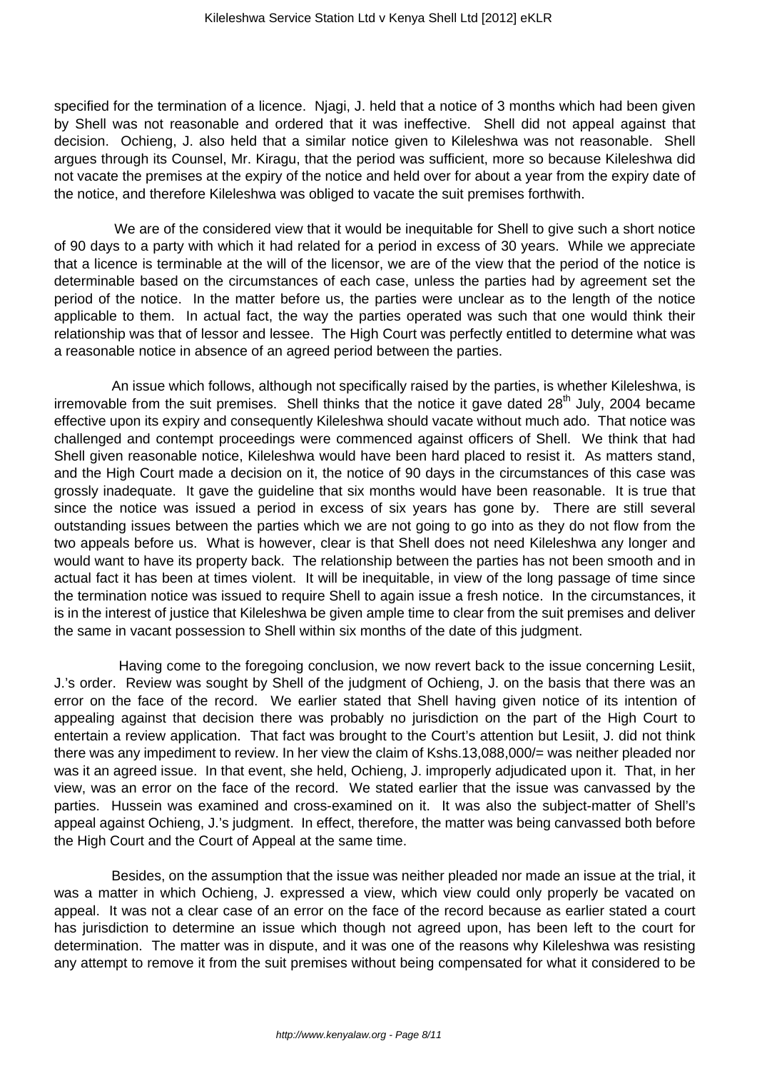specified for the termination of a licence. Njagi, J. held that a notice of 3 months which had been given by Shell was not reasonable and ordered that it was ineffective. Shell did not appeal against that decision. Ochieng, J. also held that a similar notice given to Kileleshwa was not reasonable. Shell argues through its Counsel, Mr. Kiragu, that the period was sufficient, more so because Kileleshwa did not vacate the premises at the expiry of the notice and held over for about a year from the expiry date of the notice, and therefore Kileleshwa was obliged to vacate the suit premises forthwith.

We are of the considered view that it would be inequitable for Shell to give such a short notice of 90 days to a party with which it had related for a period in excess of 30 years. While we appreciate that a licence is terminable at the will of the licensor, we are of the view that the period of the notice is determinable based on the circumstances of each case, unless the parties had by agreement set the period of the notice. In the matter before us, the parties were unclear as to the length of the notice applicable to them. In actual fact, the way the parties operated was such that one would think their relationship was that of lessor and lessee. The High Court was perfectly entitled to determine what was a reasonable notice in absence of an agreed period between the parties.

An issue which follows, although not specifically raised by the parties, is whether Kileleshwa, is irremovable from the suit premises. Shell thinks that the notice it gave dated 28th July, 2004 became effective upon its expiry and consequently Kileleshwa should vacate without much ado. That notice was challenged and contempt proceedings were commenced against officers of Shell. We think that had Shell given reasonable notice, Kileleshwa would have been hard placed to resist it. As matters stand, and the High Court made a decision on it, the notice of 90 days in the circumstances of this case was grossly inadequate. It gave the guideline that six months would have been reasonable. It is true that since the notice was issued a period in excess of six years has gone by. There are still several outstanding issues between the parties which we are not going to go into as they do not flow from the two appeals before us. What is however, clear is that Shell does not need Kileleshwa any longer and would want to have its property back. The relationship between the parties has not been smooth and in actual fact it has been at times violent. It will be inequitable, in view of the long passage of time since the termination notice was issued to require Shell to again issue a fresh notice. In the circumstances, it is in the interest of justice that Kileleshwa be given ample time to clear from the suit premises and deliver the same in vacant possession to Shell within six months of the date of this judgment.

Having come to the foregoing conclusion, we now revert back to the issue concerning Lesiit, J.'s order. Review was sought by Shell of the judgment of Ochieng, J. on the basis that there was an error on the face of the record. We earlier stated that Shell having given notice of its intention of appealing against that decision there was probably no jurisdiction on the part of the High Court to entertain a review application. That fact was brought to the Court's attention but Lesiit, J. did not think there was any impediment to review. In her view the claim of Kshs.13,088,000/= was neither pleaded nor was it an agreed issue. In that event, she held, Ochieng, J. improperly adjudicated upon it. That, in her view, was an error on the face of the record. We stated earlier that the issue was canvassed by the parties. Hussein was examined and cross-examined on it. It was also the subject-matter of Shell's appeal against Ochieng, J.'s judgment. In effect, therefore, the matter was being canvassed both before the High Court and the Court of Appeal at the same time.

Besides, on the assumption that the issue was neither pleaded nor made an issue at the trial, it was a matter in which Ochieng, J. expressed a view, which view could only properly be vacated on appeal. It was not a clear case of an error on the face of the record because as earlier stated a court has jurisdiction to determine an issue which though not agreed upon, has been left to the court for determination. The matter was in dispute, and it was one of the reasons why Kileleshwa was resisting any attempt to remove it from the suit premises without being compensated for what it considered to be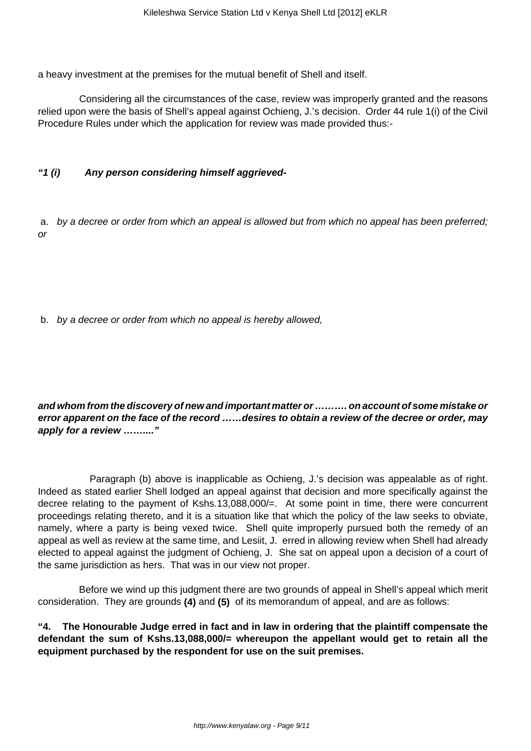a heavy investment at the premises for the mutual benefit of Shell and itself.

Considering all the circumstances of the case, review was improperly granted and the reasons relied upon were the basis of Shell's appeal against Ochieng, J.'s decision. Order 44 rule 1(i) of the Civil Procedure Rules under which the application for review was made provided thus:-

***"1 (i) Any person considering himself aggrieved-***

a. *by a decree or order from which an appeal is allowed but from which no appeal has been preferred; or*

b. *by a decree or order from which no appeal is hereby allowed,*

***and whom from the discovery of new and important matter or ………. on account of some mistake or error apparent on the face of the record ……desires to obtain a review of the decree or order, may apply for a review ……...."***

Paragraph (b) above is inapplicable as Ochieng, J.'s decision was appealable as of right. Indeed as stated earlier Shell lodged an appeal against that decision and more specifically against the decree relating to the payment of Kshs.13,088,000/=. At some point in time, there were concurrent proceedings relating thereto, and it is a situation like that which the policy of the law seeks to obviate, namely, where a party is being vexed twice. Shell quite improperly pursued both the remedy of an appeal as well as review at the same time, and Lesiit, J. erred in allowing review when Shell had already elected to appeal against the judgment of Ochieng, J. She sat on appeal upon a decision of a court of the same jurisdiction as hers. That was in our view not proper.

Before we wind up this judgment there are two grounds of appeal in Shell's appeal which merit consideration. They are grounds **(4)** and **(5)** of its memorandum of appeal, and are as follows:

**"4. The Honourable Judge erred in fact and in law in ordering that the plaintiff compensate the defendant the sum of Kshs.13,088,000/= whereupon the appellant would get to retain all the equipment purchased by the respondent for use on the suit premises.**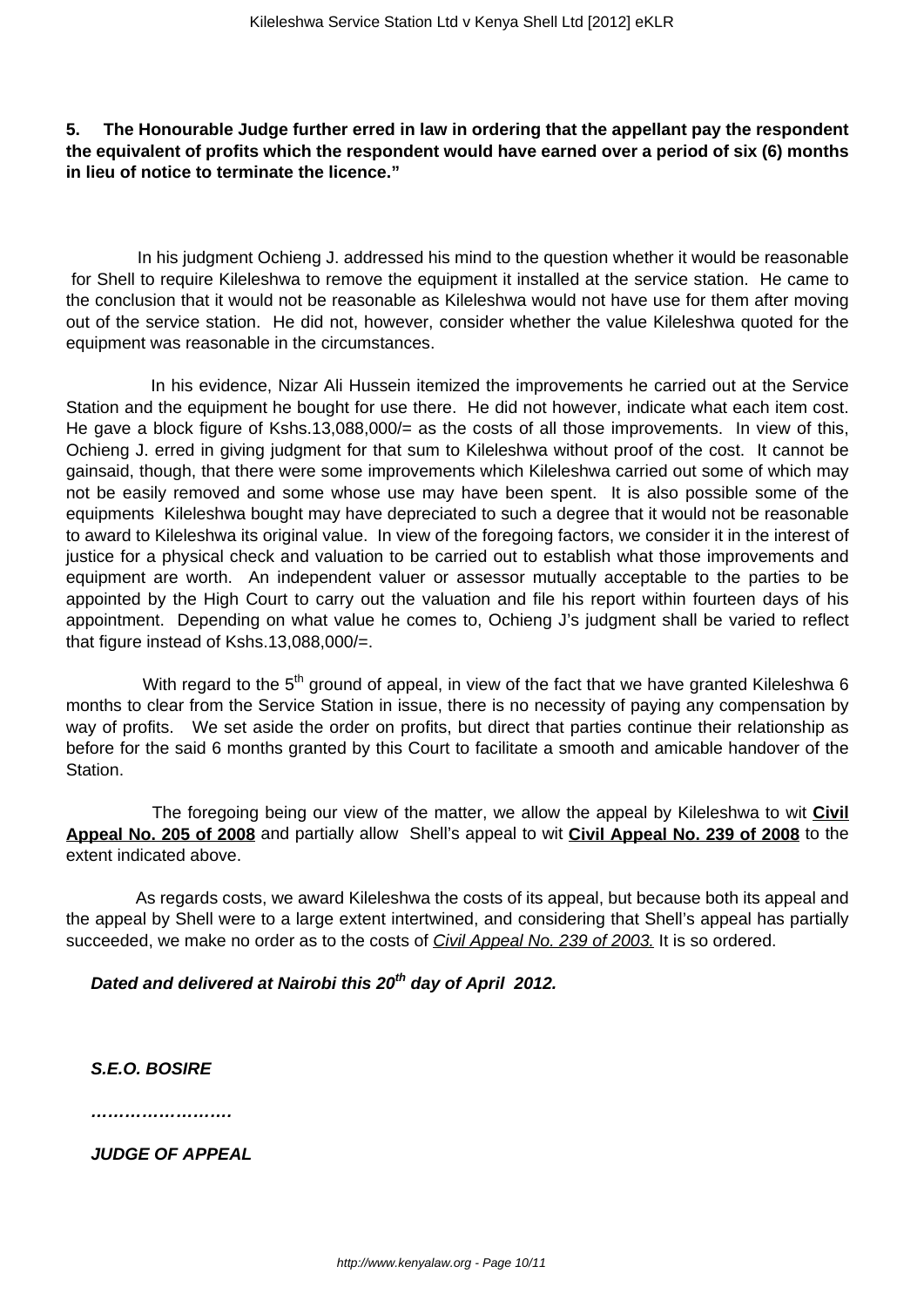**5. The Honourable Judge further erred in law in ordering that the appellant pay the respondent the equivalent of profits which the respondent would have earned over a period of six (6) months in lieu of notice to terminate the licence."**

In his judgment Ochieng J. addressed his mind to the question whether it would be reasonable for Shell to require Kileleshwa to remove the equipment it installed at the service station. He came to the conclusion that it would not be reasonable as Kileleshwa would not have use for them after moving out of the service station. He did not, however, consider whether the value Kileleshwa quoted for the equipment was reasonable in the circumstances.

In his evidence, Nizar Ali Hussein itemized the improvements he carried out at the Service Station and the equipment he bought for use there. He did not however, indicate what each item cost. He gave a block figure of Kshs.13,088,000/= as the costs of all those improvements. In view of this, Ochieng J. erred in giving judgment for that sum to Kileleshwa without proof of the cost. It cannot be gainsaid, though, that there were some improvements which Kileleshwa carried out some of which may not be easily removed and some whose use may have been spent. It is also possible some of the equipments Kileleshwa bought may have depreciated to such a degree that it would not be reasonable to award to Kileleshwa its original value. In view of the foregoing factors, we consider it in the interest of justice for a physical check and valuation to be carried out to establish what those improvements and equipment are worth. An independent valuer or assessor mutually acceptable to the parties to be appointed by the High Court to carry out the valuation and file his report within fourteen days of his appointment. Depending on what value he comes to, Ochieng J's judgment shall be varied to reflect that figure instead of Kshs.13,088,000/=.

With regard to the 5th ground of appeal, in view of the fact that we have granted Kileleshwa 6 months to clear from the Service Station in issue, there is no necessity of paying any compensation by way of profits. We set aside the order on profits, but direct that parties continue their relationship as before for the said 6 months granted by this Court to facilitate a smooth and amicable handover of the Station.

The foregoing being our view of the matter, we allow the appeal by Kileleshwa to wit **Civil Appeal No. 205 of 2008** and partially allow Shell's appeal to wit **Civil Appeal No. 239 of 2008** to the extent indicated above.

As regards costs, we award Kileleshwa the costs of its appeal, but because both its appeal and the appeal by Shell were to a large extent intertwined, and considering that Shell's appeal has partially succeeded, we make no order as to the costs of *Civil Appeal No. 239 of 2003.* It is so ordered.

***Dated and delivered at Nairobi this 20th day of April 2012.***

***S.E.O. BOSIRE***

***……………………***

***JUDGE OF APPEAL***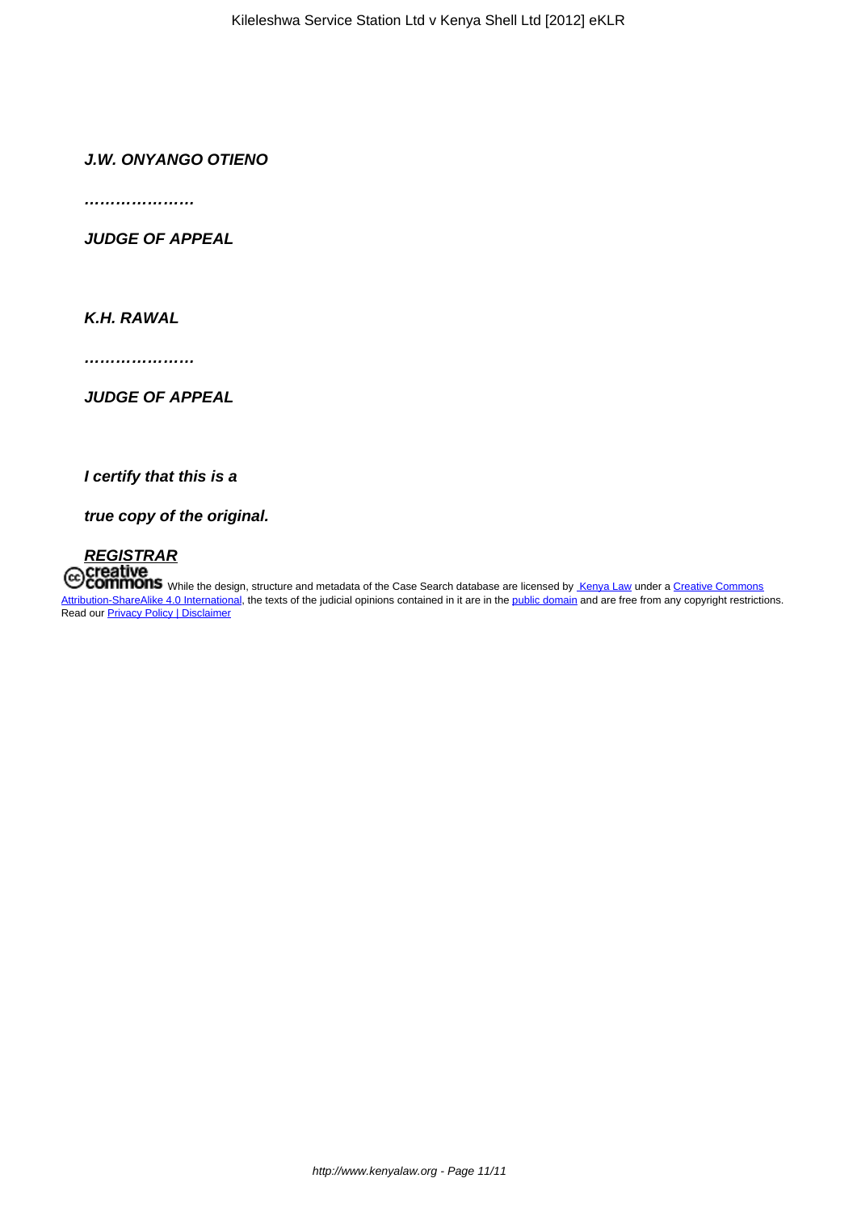**J.W. ONYANGO OTIENO**

**…………………**

**JUDGE OF APPEAL**

**K.H. RAWAL**

**…………………**

**JUDGE OF APPEAL**

**I certify that this is a**

**true copy of the original.**

**REGISTRAR**

While the design, structure and metadata of the Case Search database are licensed by Kenya Law under a Creative Commons Attribution-ShareAlike 4.0 International, the texts of the judicial opinions contained in it are in the public domain and are free from any copyright restrictions. Read our Privacy Policy | Disclaimer